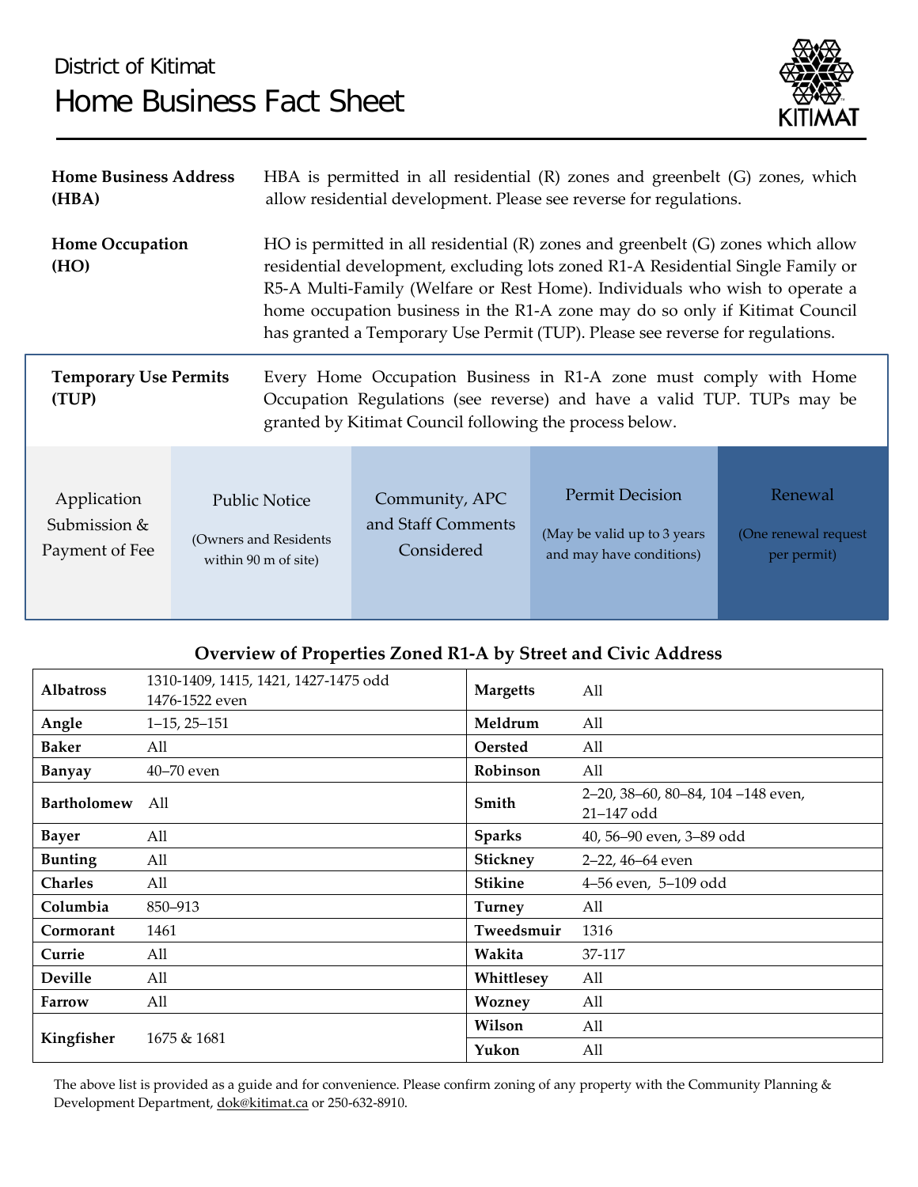District of Kitimat

# Home Business Fact Sheet

**Home Business Address (HBA)**

HBA is permitted in all residential (R) zones and greenbelt (G) zones, which allow residential development. Please see reverse for regulations.

**Home Occupation (HO)**

HO is permitted in all residential (R) zones and greenbelt (G) zones which allow residential development, excluding lots zoned R1-A Residential Single Family or R5-A Multi-Family (Welfare or Rest Home). Individuals who wish to operate a home occupation business in the R1-A zone may do so only if Kitimat Council has granted a Temporary Use Permit (TUP). Please see reverse for regulations.

**Temporary Use Permits (TUP)**

Every Home Occupation Business in R1-A zone must comply with Home Occupation Regulations (see reverse) and have a valid TUP. TUPs may be granted by Kitimat Council following the process below.

1. Application Submission & Payment of Fee
2. Public Notice (Owners and Residents within 90 m of site)
3. Community, APC and Staff Comments Considered
4. Permit Decision (May be valid up to 3 years and may have conditions)
5. Renewal (One renewal request per permit)

## Overview of Properties Zoned R1-A by Street and Civic Address

| Street | Addresses | Street | Addresses |
|---|---|---|---|
| **Albatross** | 1310-1409, 1415, 1421, 1427-1475 odd 1476-1522 even | **Margetts** | All |
| **Angle** | 1–15, 25–151 | **Meldrum** | All |
| **Baker** | All | **Oersted** | All |
| **Banyay** | 40–70 even | **Robinson** | All |
| **Bartholomew** | All | **Smith** | 2–20, 38–60, 80–84, 104 –148 even, 21–147 odd |
| **Bayer** | All | **Sparks** | 40, 56–90 even, 3–89 odd |
| **Bunting** | All | **Stickney** | 2–22, 46–64 even |
| **Charles** | All | **Stikine** | 4–56 even, 5–109 odd |
| **Columbia** | 850–913 | **Turney** | All |
| **Cormorant** | 1461 | **Tweedsmuir** | 1316 |
| **Currie** | All | **Wakita** | 37-117 |
| **Deville** | All | **Whittlesey** | All |
| **Farrow** | All | **Wozney** | All |
| **Kingfisher** | 1675 & 1681 | **Wilson** | All |
| | | **Yukon** | All |

The above list is provided as a guide and for convenience. Please confirm zoning of any property with the Community Planning & Development Department, dok@kitimat.ca or 250-632-8910.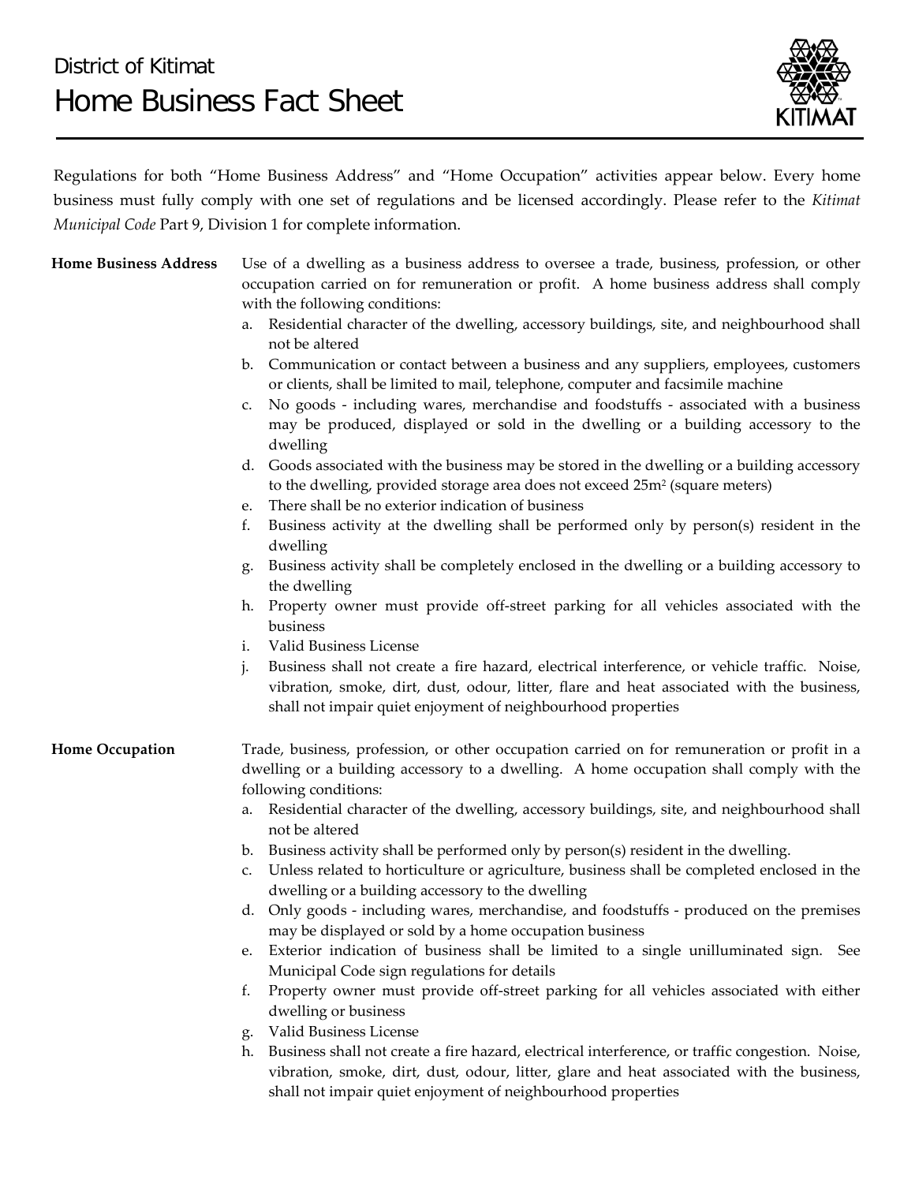# District of Kitimat

# Home Business Fact Sheet

Regulations for both "Home Business Address" and "Home Occupation" activities appear below. Every home business must fully comply with one set of regulations and be licensed accordingly. Please refer to the *Kitimat Municipal Code* Part 9, Division 1 for complete information.

**Home Business Address**

Use of a dwelling as a business address to oversee a trade, business, profession, or other occupation carried on for remuneration or profit. A home business address shall comply with the following conditions:

a. Residential character of the dwelling, accessory buildings, site, and neighbourhood shall not be altered
b. Communication or contact between a business and any suppliers, employees, customers or clients, shall be limited to mail, telephone, computer and facsimile machine
c. No goods - including wares, merchandise and foodstuffs - associated with a business may be produced, displayed or sold in the dwelling or a building accessory to the dwelling
d. Goods associated with the business may be stored in the dwelling or a building accessory to the dwelling, provided storage area does not exceed $25m^2$ (square meters)
e. There shall be no exterior indication of business
f. Business activity at the dwelling shall be performed only by person(s) resident in the dwelling
g. Business activity shall be completely enclosed in the dwelling or a building accessory to the dwelling
h. Property owner must provide off-street parking for all vehicles associated with the business
i. Valid Business License
j. Business shall not create a fire hazard, electrical interference, or vehicle traffic. Noise, vibration, smoke, dirt, dust, odour, litter, flare and heat associated with the business, shall not impair quiet enjoyment of neighbourhood properties

**Home Occupation**

Trade, business, profession, or other occupation carried on for remuneration or profit in a dwelling or a building accessory to a dwelling. A home occupation shall comply with the following conditions:

a. Residential character of the dwelling, accessory buildings, site, and neighbourhood shall not be altered
b. Business activity shall be performed only by person(s) resident in the dwelling.
c. Unless related to horticulture or agriculture, business shall be completed enclosed in the dwelling or a building accessory to the dwelling
d. Only goods - including wares, merchandise, and foodstuffs - produced on the premises may be displayed or sold by a home occupation business
e. Exterior indication of business shall be limited to a single unilluminated sign. See Municipal Code sign regulations for details
f. Property owner must provide off-street parking for all vehicles associated with either dwelling or business
g. Valid Business License
h. Business shall not create a fire hazard, electrical interference, or traffic congestion. Noise, vibration, smoke, dirt, dust, odour, litter, glare and heat associated with the business, shall not impair quiet enjoyment of neighbourhood properties